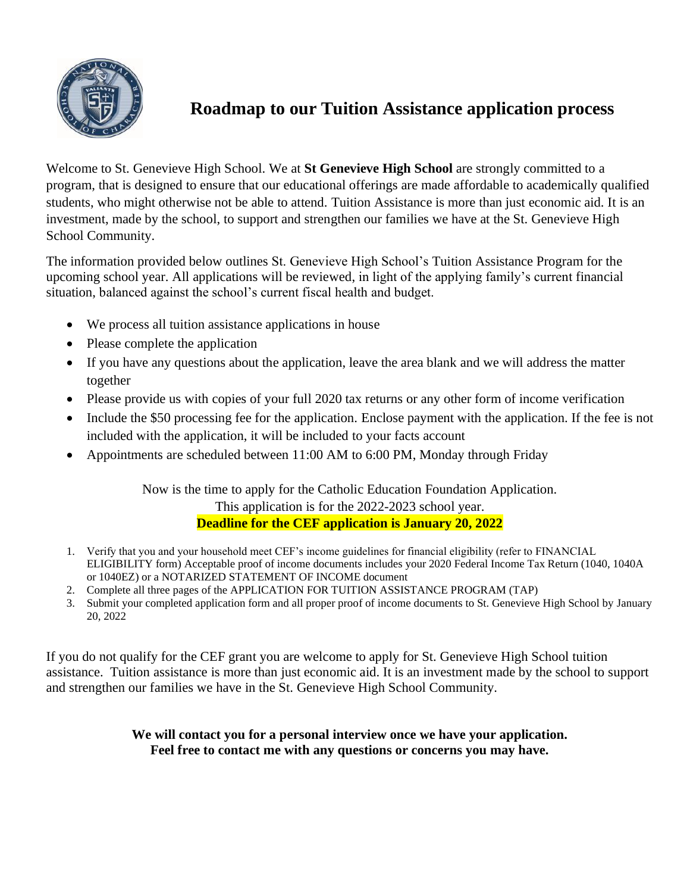# Roadmap to our Tuition Assistance application process

Welcome to St. Genevieve High School. We at **St Genevieve High School** are strongly committed to a program, that is designed to ensure that our educational offerings are made affordable to academically qualified students, who might otherwise not be able to attend. Tuition Assistance is more than just economic aid. It is an investment, made by the school, to support and strengthen our families we have at the St. Genevieve High School Community.

The information provided below outlines St. Genevieve High School's Tuition Assistance Program for the upcoming school year. All applications will be reviewed, in light of the applying family's current financial situation, balanced against the school's current fiscal health and budget.

- We process all tuition assistance applications in house
- Please complete the application
- If you have any questions about the application, leave the area blank and we will address the matter together
- Please provide us with copies of your full 2020 tax returns or any other form of income verification
- Include the $50 processing fee for the application. Enclose payment with the application. If the fee is not included with the application, it will be included to your facts account
- Appointments are scheduled between 11:00 AM to 6:00 PM, Monday through Friday

Now is the time to apply for the Catholic Education Foundation Application.
This application is for the 2022-2023 school year.
**Deadline for the CEF application is January 20, 2022**

1. Verify that you and your household meet CEF's income guidelines for financial eligibility (refer to FINANCIAL ELIGIBILITY form) Acceptable proof of income documents includes your 2020 Federal Income Tax Return (1040, 1040A or 1040EZ) or a NOTARIZED STATEMENT OF INCOME document
2. Complete all three pages of the APPLICATION FOR TUITION ASSISTANCE PROGRAM (TAP)
3. Submit your completed application form and all proper proof of income documents to St. Genevieve High School by January 20, 2022

If you do not qualify for the CEF grant you are welcome to apply for St. Genevieve High School tuition assistance. Tuition assistance is more than just economic aid. It is an investment made by the school to support and strengthen our families we have in the St. Genevieve High School Community.

**We will contact you for a personal interview once we have your application.**
**Feel free to contact me with any questions or concerns you may have.**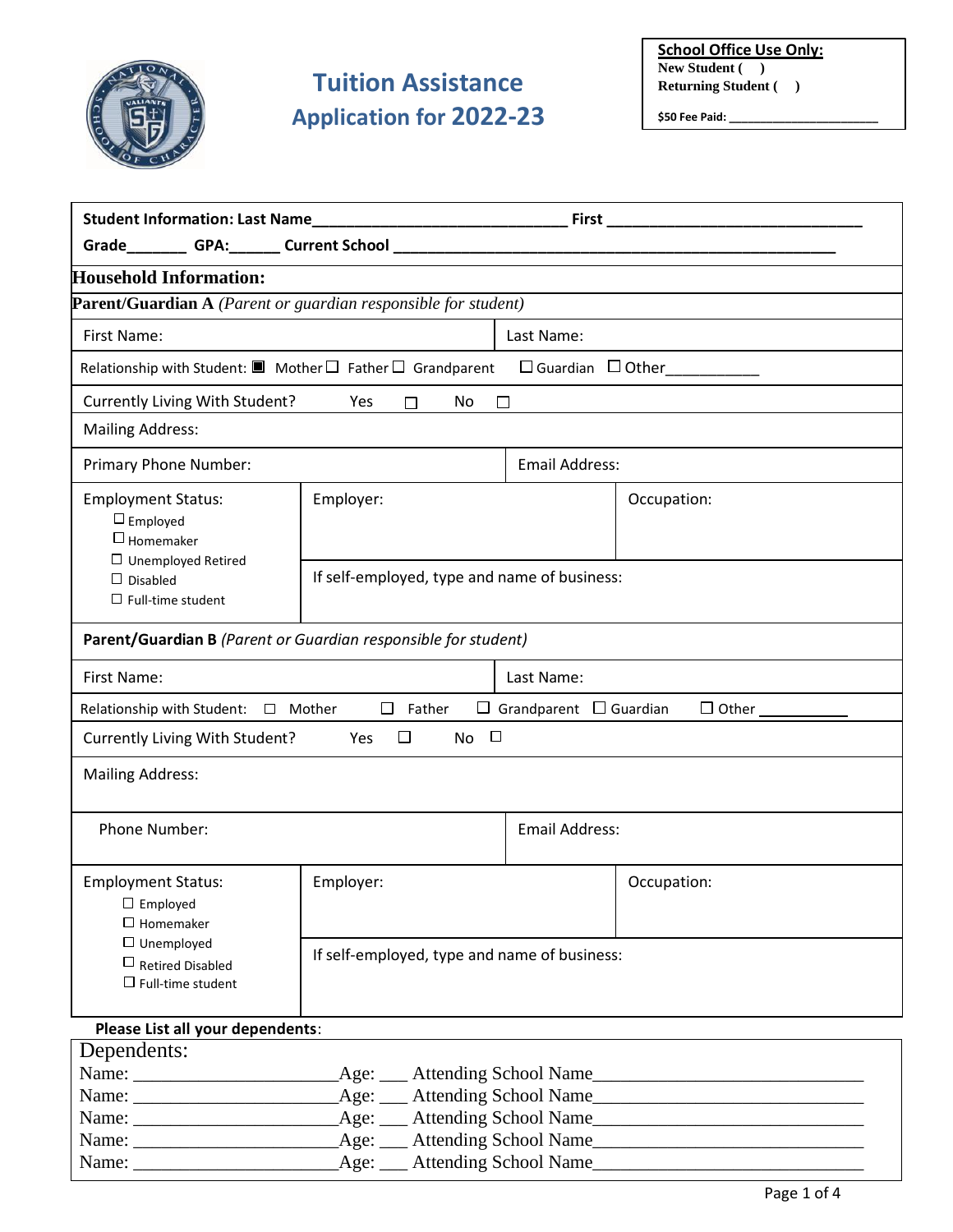# Tuition Assistance Application for 2022-23

| **School Office Use Only:** |
|---|
| New Student ( ) |
| Returning Student ( ) |
| $50 Fee Paid: ____________________ |

**Student Information: Last Name**____________________________ **First** ____________________________

**Grade**_______ **GPA:**______ **Current School** ______________________________________________________

## Household Information:

**Parent/Guardian A** *(Parent or guardian responsible for student)*

| First Name: | | Last Name: |
|---|---|---|
| Relationship with Student: ■ Mother ☐ Father ☐ Grandparent ☐ Guardian ☐ Other___________ | | |
| Currently Living With Student? Yes ☐ No ☐ | | |
| Mailing Address: | | |
| Primary Phone Number: | | Email Address: |
| Employment Status: ☐ Employed ☐ Homemaker ☐ Unemployed Retired ☐ Disabled ☐ Full-time student | Employer: | Occupation: |
| | If self-employed, type and name of business: | |

**Parent/Guardian B** *(Parent or Guardian responsible for student)*

| First Name: | | Last Name: |
|---|---|---|
| Relationship with Student: ☐ Mother ☐ Father ☐ Grandparent ☐ Guardian ☐ Other ___________ | | |
| Currently Living With Student? Yes ☐ No ☐ | | |
| Mailing Address: | | |
| Phone Number: | | Email Address: |
| Employment Status: ☐ Employed ☐ Homemaker ☐ Unemployed ☐ Retired Disabled ☐ Full-time student | Employer: | Occupation: |
| | If self-employed, type and name of business: | |

**Please List all your dependents**:

Dependents:

Name: ______________________Age: ___ Attending School Name____________________________

Name: ______________________Age: ___ Attending School Name____________________________

Name: ______________________Age: ___ Attending School Name____________________________

Name: ______________________Age: ___ Attending School Name____________________________

Name: ______________________Age: ___ Attending School Name____________________________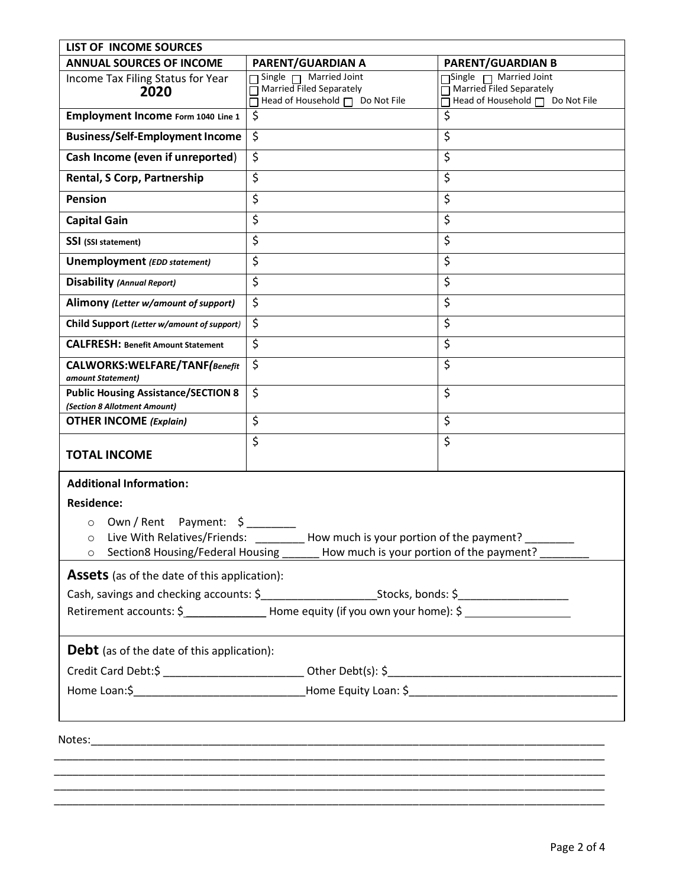| LIST OF INCOME SOURCES | | |
|---|---|---|
| **ANNUAL SOURCES OF INCOME** | **PARENT/GUARDIAN A** | **PARENT/GUARDIAN B** |
| Income Tax Filing Status for Year **2020** | ☐ Single ☐ Married Joint ☐ Married Filed Separately ☐ Head of Household ☐ Do Not File | ☐ Single ☐ Married Joint ☐ Married Filed Separately ☐ Head of Household ☐ Do Not File |
| **Employment Income** **Form 1040 Line 1** | $ | $ |
| **Business/Self-Employment Income** | $ | $ |
| **Cash Income (even if unreported)** | $ | $ |
| **Rental, S Corp, Partnership** | $ | $ |
| **Pension** | $ | $ |
| **Capital Gain** | $ | $ |
| **SSI** **(SSI statement)** | $ | $ |
| **Unemployment** ***(EDD statement)*** | $ | $ |
| **Disability** ***(Annual Report)*** | $ | $ |
| **Alimony** ***(Letter w/amount of support)*** | $ | $ |
| **Child Support** ***(Letter w/amount of support)*** | $ | $ |
| **CALFRESH:** **Benefit Amount Statement** | $ | $ |
| **CALWORKS:WELFARE/TANF*(Benefit amount Statement)*** | $ | $ |
| **Public Housing Assistance/SECTION 8** ***(Section 8 Allotment Amount)*** | $ | $ |
| **OTHER INCOME** ***(Explain)*** | $ | $ |
| **TOTAL INCOME** | $ | $ |

**Additional Information:**

**Residence:**

- Own / Rent Payment: $ ________
- Live With Relatives/Friends: ________ How much is your portion of the payment? ________
- Section8 Housing/Federal Housing ______ How much is your portion of the payment? ________

**Assets** (as of the date of this application):

Cash, savings and checking accounts: $___________________Stocks, bonds: $__________________

Retirement accounts: $_____________ Home equity (if you own your home): $ _________________

**Debt** (as of the date of this application):

Credit Card Debt:$ _______________________ Other Debt(s): $_____________________________________

Home Loan:$___________________________Home Equity Loan: $_________________________________

Notes:______________________________________________________________________________

____________________________________________________________________________________

____________________________________________________________________________________

____________________________________________________________________________________

____________________________________________________________________________________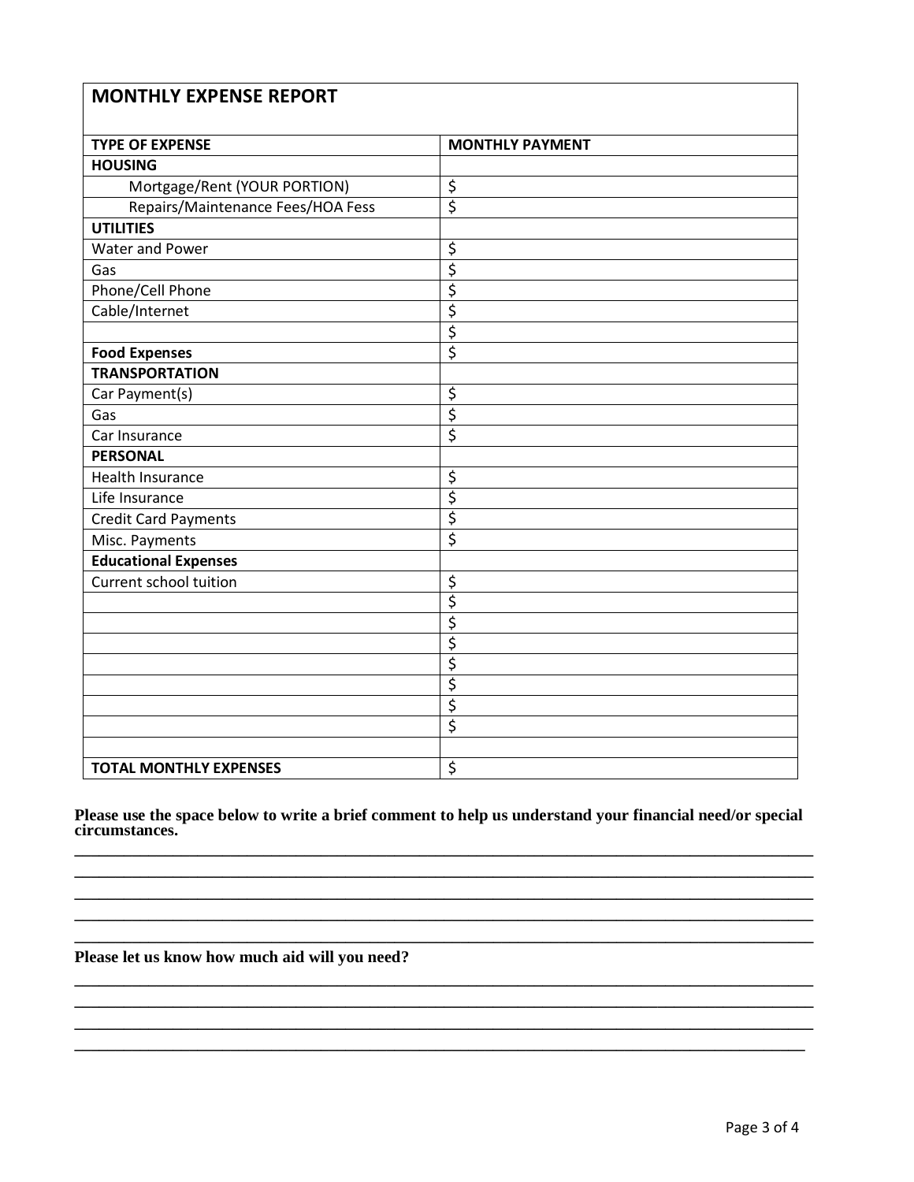| MONTHLY EXPENSE REPORT | |
|---|---|
| **TYPE OF EXPENSE** | **MONTHLY PAYMENT** |
| **HOUSING** | |
| Mortgage/Rent (YOUR PORTION) | $ |
| Repairs/Maintenance Fees/HOA Fess | $ |
| **UTILITIES** | |
| Water and Power | $ |
| Gas | $ |
| Phone/Cell Phone | $ |
| Cable/Internet | $ |
| | $ |
| **Food Expenses** | $ |
| **TRANSPORTATION** | |
| Car Payment(s) | $ |
| Gas | $ |
| Car Insurance | $ |
| **PERSONAL** | |
| Health Insurance | $ |
| Life Insurance | $ |
| Credit Card Payments | $ |
| Misc. Payments | $ |
| **Educational Expenses** | |
| Current school tuition | $ |
| | $ |
| | $ |
| | $ |
| | $ |
| | $ |
| | $ |
| | $ |
| | |
| **TOTAL MONTHLY EXPENSES** | $ |

**Please use the space below to write a brief comment to help us understand your financial need/or special circumstances.**

______________________________________________________________________________

______________________________________________________________________________

______________________________________________________________________________

______________________________________________________________________________

______________________________________________________________________________

**Please let us know how much aid will you need?**

______________________________________________________________________________

______________________________________________________________________________

______________________________________________________________________________

______________________________________________________________________________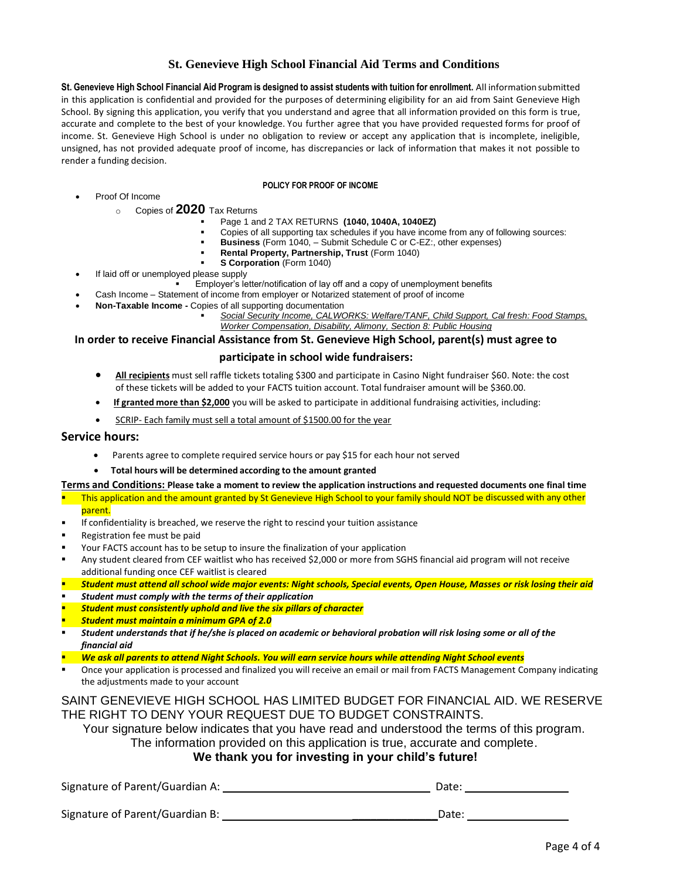# St. Genevieve High School Financial Aid Terms and Conditions

**St. Genevieve High School Financial Aid Program is designed to assist students with tuition for enrollment.** All information submitted in this application is confidential and provided for the purposes of determining eligibility for an aid from Saint Genevieve High School. By signing this application, you verify that you understand and agree that all information provided on this form is true, accurate and complete to the best of your knowledge. You further agree that you have provided requested forms for proof of income. St. Genevieve High School is under no obligation to review or accept any application that is incomplete, ineligible, unsigned, has not provided adequate proof of income, has discrepancies or lack of information that makes it not possible to render a funding decision.

**POLICY FOR PROOF OF INCOME**

- Proof Of Income
  - Copies of **2020** Tax Returns
    - Page 1 and 2 TAX RETURNS **(1040, 1040A, 1040EZ)**
    - Copies of all supporting tax schedules if you have income from any of following sources:
    - **Business** (Form 1040, – Submit Schedule C or C-EZ:, other expenses)
    - **Rental Property, Partnership, Trust** (Form 1040)
    - **S Corporation** (Form 1040)
- If laid off or unemployed please supply
  - Employer's letter/notification of lay off and a copy of unemployment benefits
- Cash Income – Statement of income from employer or Notarized statement of proof of income
- **Non-Taxable Income -** Copies of all supporting documentation
  - *Social Security Income, CALWORKS: Welfare/TANF, Child Support, Cal fresh: Food Stamps, Worker Compensation, Disability, Alimony, Section 8: Public Housing*

**In order to receive Financial Assistance from St. Genevieve High School, parent(s) must agree to participate in school wide fundraisers:**

- **All recipients** must sell raffle tickets totaling $300 and participate in Casino Night fundraiser $60. Note: the cost of these tickets will be added to your FACTS tuition account. Total fundraiser amount will be $360.00.
- **If granted more than $2,000** you will be asked to participate in additional fundraising activities, including:
- SCRIP- Each family must sell a total amount of $1500.00 for the year

## Service hours:

- Parents agree to complete required service hours or pay $15 for each hour not served
- **Total hours will be determined according to the amount granted**

**Terms and Conditions: Please take a moment to review the application instructions and requested documents one final time**

- This application and the amount granted by St Genevieve High School to your family should NOT be discussed with any other parent.
- If confidentiality is breached, we reserve the right to rescind your tuition assistance
- Registration fee must be paid
- Your FACTS account has to be setup to insure the finalization of your application
- Any student cleared from CEF waitlist who has received $2,000 or more from SGHS financial aid program will not receive additional funding once CEF waitlist is cleared
- ***Student must attend all school wide major events: Night schools, Special events, Open House, Masses or risk losing their aid***
- ***Student must comply with the terms of their application***
- ***Student must consistently uphold and live the six pillars of character***
- ***Student must maintain a minimum GPA of 2.0***
- ***Student understands that if he/she is placed on academic or behavioral probation will risk losing some or all of the financial aid***
- ***We ask all parents to attend Night Schools. You will earn service hours while attending Night School events***
- Once your application is processed and finalized you will receive an email or mail from FACTS Management Company indicating the adjustments made to your account

SAINT GENEVIEVE HIGH SCHOOL HAS LIMITED BUDGET FOR FINANCIAL AID. WE RESERVE THE RIGHT TO DENY YOUR REQUEST DUE TO BUDGET CONSTRAINTS.

Your signature below indicates that you have read and understood the terms of this program. The information provided on this application is true, accurate and complete.

**We thank you for investing in your child's future!**

Signature of Parent/Guardian A: ______________________________ Date: ________________

Signature of Parent/Guardian B: ______________________________ Date: ________________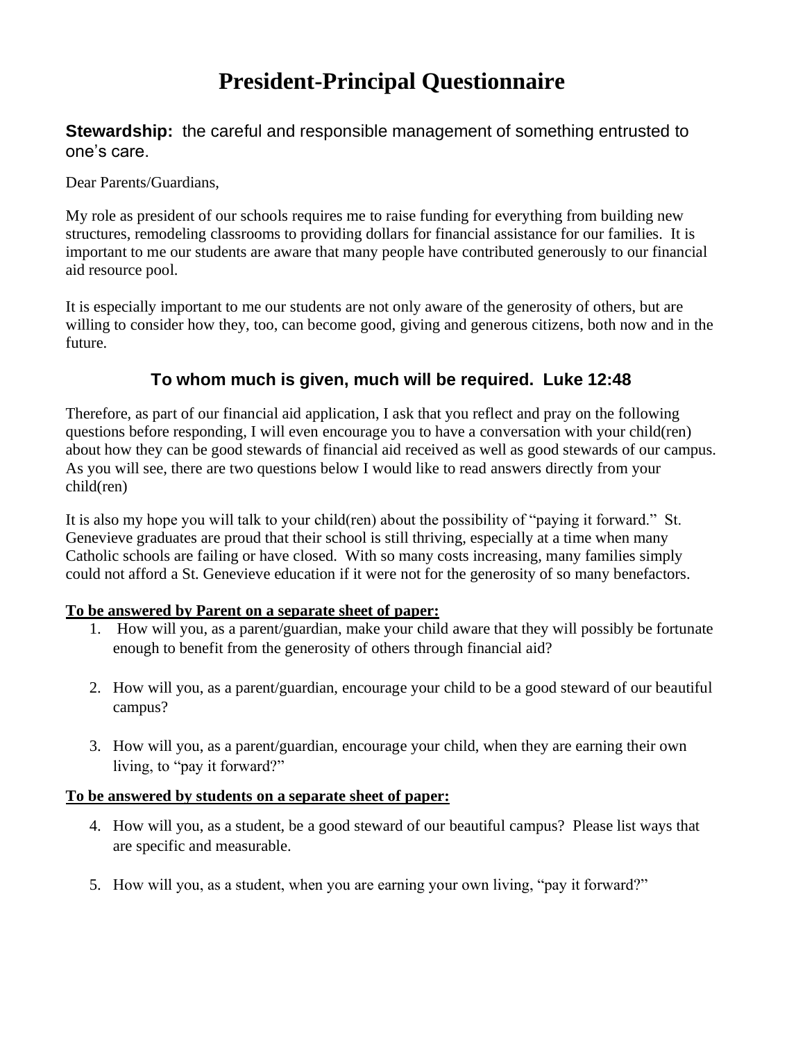# President-Principal Questionnaire

**Stewardship:** the careful and responsible management of something entrusted to one's care.

Dear Parents/Guardians,

My role as president of our schools requires me to raise funding for everything from building new structures, remodeling classrooms to providing dollars for financial assistance for our families. It is important to me our students are aware that many people have contributed generously to our financial aid resource pool.

It is especially important to me our students are not only aware of the generosity of others, but are willing to consider how they, too, can become good, giving and generous citizens, both now and in the future.

### To whom much is given, much will be required. Luke 12:48

Therefore, as part of our financial aid application, I ask that you reflect and pray on the following questions before responding, I will even encourage you to have a conversation with your child(ren) about how they can be good stewards of financial aid received as well as good stewards of our campus. As you will see, there are two questions below I would like to read answers directly from your child(ren)

It is also my hope you will talk to your child(ren) about the possibility of "paying it forward." St. Genevieve graduates are proud that their school is still thriving, especially at a time when many Catholic schools are failing or have closed. With so many costs increasing, many families simply could not afford a St. Genevieve education if it were not for the generosity of so many benefactors.

**To be answered by Parent on a separate sheet of paper:**

1. How will you, as a parent/guardian, make your child aware that they will possibly be fortunate enough to benefit from the generosity of others through financial aid?

2. How will you, as a parent/guardian, encourage your child to be a good steward of our beautiful campus?

3. How will you, as a parent/guardian, encourage your child, when they are earning their own living, to "pay it forward?"

**To be answered by students on a separate sheet of paper:**

4. How will you, as a student, be a good steward of our beautiful campus? Please list ways that are specific and measurable.

5. How will you, as a student, when you are earning your own living, "pay it forward?"